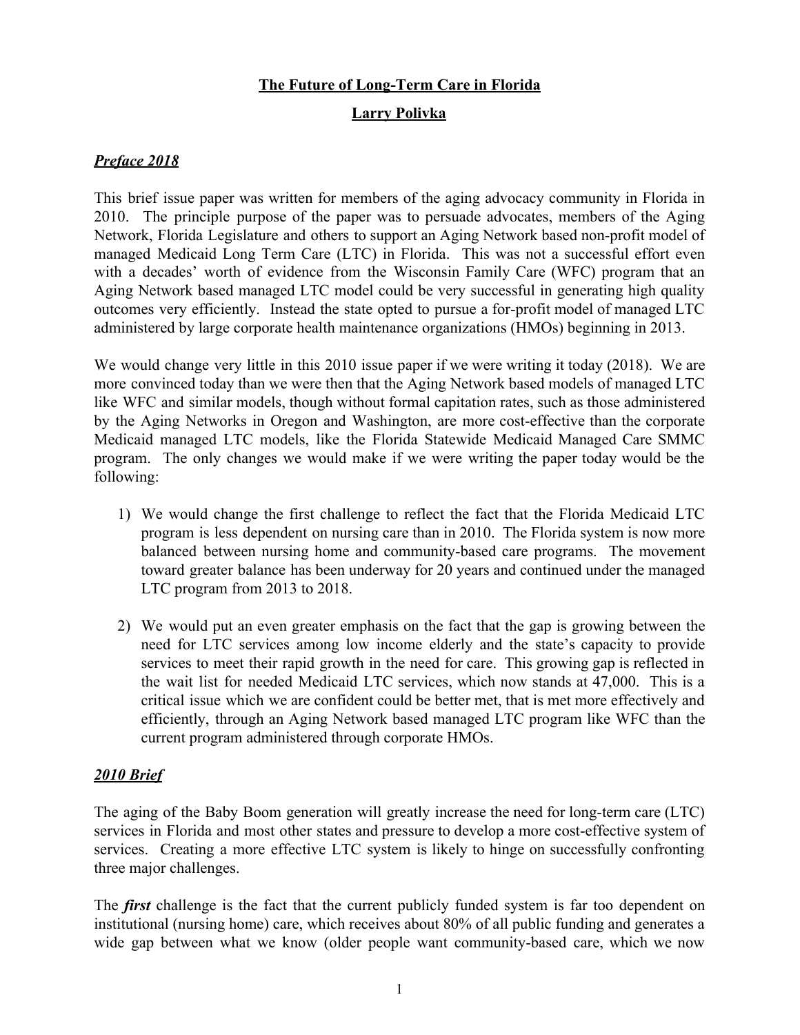# The Future of Long-Term Care in Florida

## Larry Polivka

### *Preface 2018*

This brief issue paper was written for members of the aging advocacy community in Florida in 2010. The principle purpose of the paper was to persuade advocates, members of the Aging Network, Florida Legislature and others to support an Aging Network based non-profit model of managed Medicaid Long Term Care (LTC) in Florida. This was not a successful effort even with a decades' worth of evidence from the Wisconsin Family Care (WFC) program that an Aging Network based managed LTC model could be very successful in generating high quality outcomes very efficiently. Instead the state opted to pursue a for-profit model of managed LTC administered by large corporate health maintenance organizations (HMOs) beginning in 2013.

We would change very little in this 2010 issue paper if we were writing it today (2018). We are more convinced today than we were then that the Aging Network based models of managed LTC like WFC and similar models, though without formal capitation rates, such as those administered by the Aging Networks in Oregon and Washington, are more cost-effective than the corporate Medicaid managed LTC models, like the Florida Statewide Medicaid Managed Care SMMC program. The only changes we would make if we were writing the paper today would be the following:

1) We would change the first challenge to reflect the fact that the Florida Medicaid LTC program is less dependent on nursing care than in 2010. The Florida system is now more balanced between nursing home and community-based care programs. The movement toward greater balance has been underway for 20 years and continued under the managed LTC program from 2013 to 2018.

2) We would put an even greater emphasis on the fact that the gap is growing between the need for LTC services among low income elderly and the state's capacity to provide services to meet their rapid growth in the need for care. This growing gap is reflected in the wait list for needed Medicaid LTC services, which now stands at 47,000. This is a critical issue which we are confident could be better met, that is met more effectively and efficiently, through an Aging Network based managed LTC program like WFC than the current program administered through corporate HMOs.

### *2010 Brief*

The aging of the Baby Boom generation will greatly increase the need for long-term care (LTC) services in Florida and most other states and pressure to develop a more cost-effective system of services. Creating a more effective LTC system is likely to hinge on successfully confronting three major challenges.

The ***first*** challenge is the fact that the current publicly funded system is far too dependent on institutional (nursing home) care, which receives about 80% of all public funding and generates a wide gap between what we know (older people want community-based care, which we now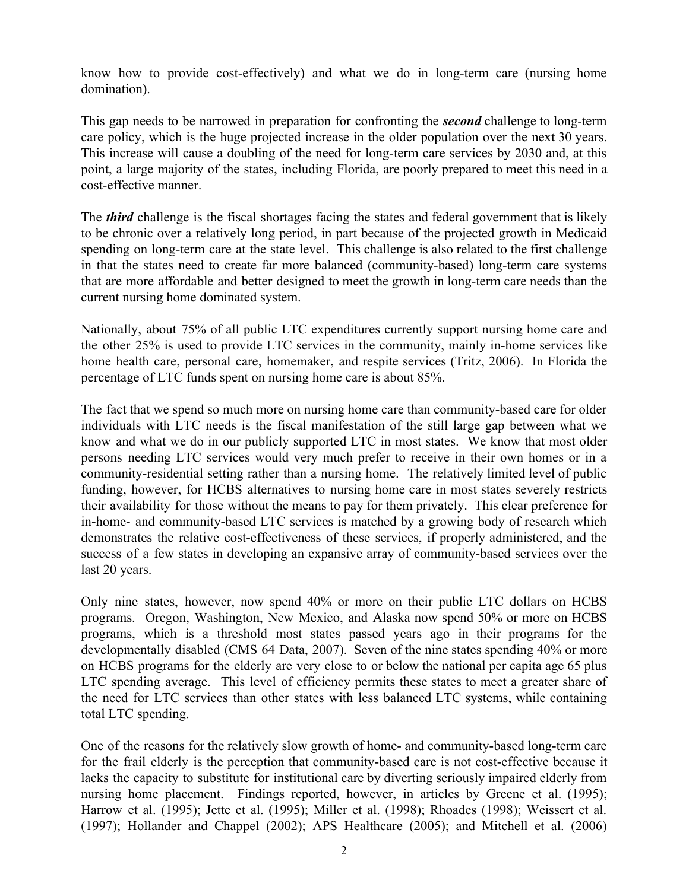know how to provide cost-effectively) and what we do in long-term care (nursing home domination).

This gap needs to be narrowed in preparation for confronting the ***second*** challenge to long-term care policy, which is the huge projected increase in the older population over the next 30 years. This increase will cause a doubling of the need for long-term care services by 2030 and, at this point, a large majority of the states, including Florida, are poorly prepared to meet this need in a cost-effective manner.

The ***third*** challenge is the fiscal shortages facing the states and federal government that is likely to be chronic over a relatively long period, in part because of the projected growth in Medicaid spending on long-term care at the state level. This challenge is also related to the first challenge in that the states need to create far more balanced (community-based) long-term care systems that are more affordable and better designed to meet the growth in long-term care needs than the current nursing home dominated system.

Nationally, about 75% of all public LTC expenditures currently support nursing home care and the other 25% is used to provide LTC services in the community, mainly in-home services like home health care, personal care, homemaker, and respite services (Tritz, 2006). In Florida the percentage of LTC funds spent on nursing home care is about 85%.

The fact that we spend so much more on nursing home care than community-based care for older individuals with LTC needs is the fiscal manifestation of the still large gap between what we know and what we do in our publicly supported LTC in most states. We know that most older persons needing LTC services would very much prefer to receive in their own homes or in a community-residential setting rather than a nursing home. The relatively limited level of public funding, however, for HCBS alternatives to nursing home care in most states severely restricts their availability for those without the means to pay for them privately. This clear preference for in-home- and community-based LTC services is matched by a growing body of research which demonstrates the relative cost-effectiveness of these services, if properly administered, and the success of a few states in developing an expansive array of community-based services over the last 20 years.

Only nine states, however, now spend 40% or more on their public LTC dollars on HCBS programs. Oregon, Washington, New Mexico, and Alaska now spend 50% or more on HCBS programs, which is a threshold most states passed years ago in their programs for the developmentally disabled (CMS 64 Data, 2007). Seven of the nine states spending 40% or more on HCBS programs for the elderly are very close to or below the national per capita age 65 plus LTC spending average. This level of efficiency permits these states to meet a greater share of the need for LTC services than other states with less balanced LTC systems, while containing total LTC spending.

One of the reasons for the relatively slow growth of home- and community-based long-term care for the frail elderly is the perception that community-based care is not cost-effective because it lacks the capacity to substitute for institutional care by diverting seriously impaired elderly from nursing home placement. Findings reported, however, in articles by Greene et al. (1995); Harrow et al. (1995); Jette et al. (1995); Miller et al. (1998); Rhoades (1998); Weissert et al. (1997); Hollander and Chappel (2002); APS Healthcare (2005); and Mitchell et al. (2006)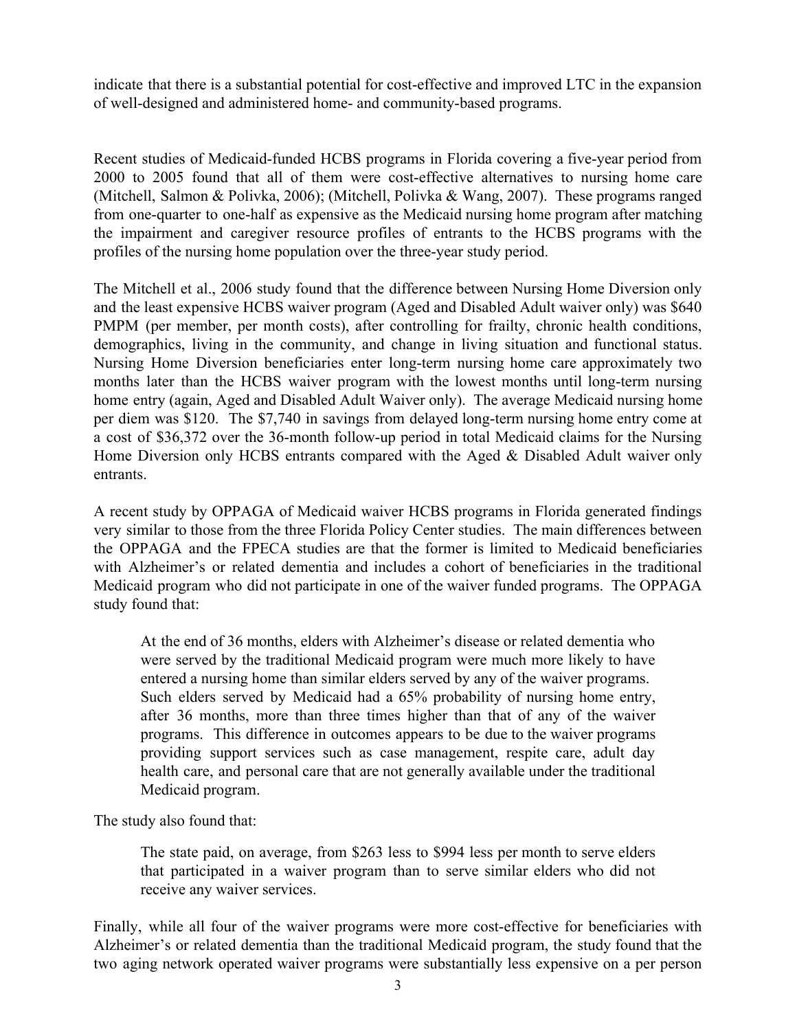indicate that there is a substantial potential for cost-effective and improved LTC in the expansion of well-designed and administered home- and community-based programs.

Recent studies of Medicaid-funded HCBS programs in Florida covering a five-year period from 2000 to 2005 found that all of them were cost-effective alternatives to nursing home care (Mitchell, Salmon & Polivka, 2006); (Mitchell, Polivka & Wang, 2007). These programs ranged from one-quarter to one-half as expensive as the Medicaid nursing home program after matching the impairment and caregiver resource profiles of entrants to the HCBS programs with the profiles of the nursing home population over the three-year study period.

The Mitchell et al., 2006 study found that the difference between Nursing Home Diversion only and the least expensive HCBS waiver program (Aged and Disabled Adult waiver only) was $640 PMPM (per member, per month costs), after controlling for frailty, chronic health conditions, demographics, living in the community, and change in living situation and functional status. Nursing Home Diversion beneficiaries enter long-term nursing home care approximately two months later than the HCBS waiver program with the lowest months until long-term nursing home entry (again, Aged and Disabled Adult Waiver only). The average Medicaid nursing home per diem was $120. The $7,740 in savings from delayed long-term nursing home entry come at a cost of $36,372 over the 36-month follow-up period in total Medicaid claims for the Nursing Home Diversion only HCBS entrants compared with the Aged & Disabled Adult waiver only entrants.

A recent study by OPPAGA of Medicaid waiver HCBS programs in Florida generated findings very similar to those from the three Florida Policy Center studies. The main differences between the OPPAGA and the FPECA studies are that the former is limited to Medicaid beneficiaries with Alzheimer's or related dementia and includes a cohort of beneficiaries in the traditional Medicaid program who did not participate in one of the waiver funded programs. The OPPAGA study found that:

> At the end of 36 months, elders with Alzheimer's disease or related dementia who were served by the traditional Medicaid program were much more likely to have entered a nursing home than similar elders served by any of the waiver programs. Such elders served by Medicaid had a 65% probability of nursing home entry, after 36 months, more than three times higher than that of any of the waiver programs. This difference in outcomes appears to be due to the waiver programs providing support services such as case management, respite care, adult day health care, and personal care that are not generally available under the traditional Medicaid program.

The study also found that:

> The state paid, on average, from $263 less to $994 less per month to serve elders that participated in a waiver program than to serve similar elders who did not receive any waiver services.

Finally, while all four of the waiver programs were more cost-effective for beneficiaries with Alzheimer's or related dementia than the traditional Medicaid program, the study found that the two aging network operated waiver programs were substantially less expensive on a per person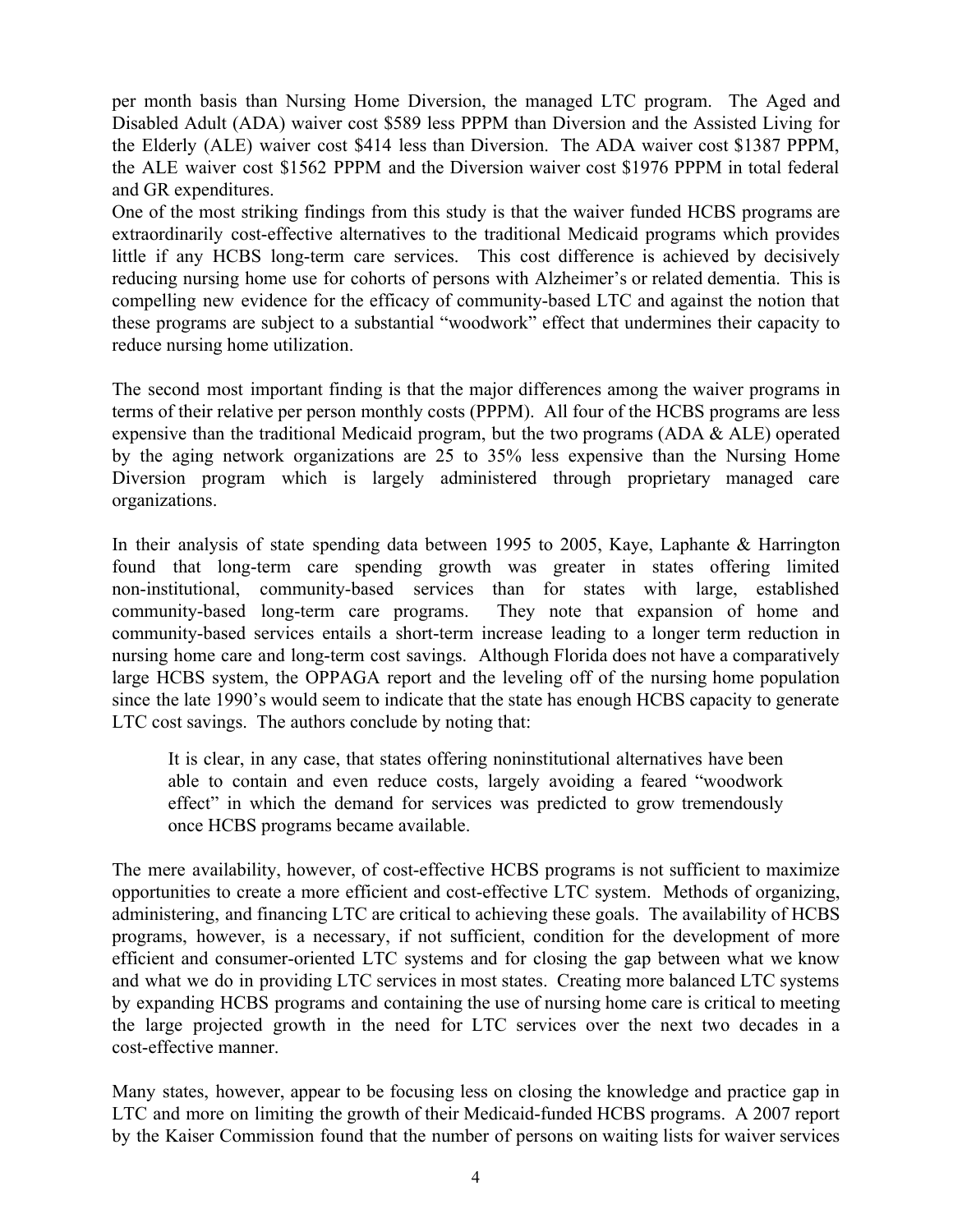per month basis than Nursing Home Diversion, the managed LTC program. The Aged and Disabled Adult (ADA) waiver cost $589 less PPPM than Diversion and the Assisted Living for the Elderly (ALE) waiver cost $414 less than Diversion. The ADA waiver cost $1387 PPPM, the ALE waiver cost $1562 PPPM and the Diversion waiver cost $1976 PPPM in total federal and GR expenditures.

One of the most striking findings from this study is that the waiver funded HCBS programs are extraordinarily cost-effective alternatives to the traditional Medicaid programs which provides little if any HCBS long-term care services. This cost difference is achieved by decisively reducing nursing home use for cohorts of persons with Alzheimer's or related dementia. This is compelling new evidence for the efficacy of community-based LTC and against the notion that these programs are subject to a substantial "woodwork" effect that undermines their capacity to reduce nursing home utilization.

The second most important finding is that the major differences among the waiver programs in terms of their relative per person monthly costs (PPPM). All four of the HCBS programs are less expensive than the traditional Medicaid program, but the two programs (ADA & ALE) operated by the aging network organizations are 25 to 35% less expensive than the Nursing Home Diversion program which is largely administered through proprietary managed care organizations.

In their analysis of state spending data between 1995 to 2005, Kaye, Laphante & Harrington found that long-term care spending growth was greater in states offering limited non-institutional, community-based services than for states with large, established community-based long-term care programs. They note that expansion of home and community-based services entails a short-term increase leading to a longer term reduction in nursing home care and long-term cost savings. Although Florida does not have a comparatively large HCBS system, the OPPAGA report and the leveling off of the nursing home population since the late 1990's would seem to indicate that the state has enough HCBS capacity to generate LTC cost savings. The authors conclude by noting that:

> It is clear, in any case, that states offering noninstitutional alternatives have been able to contain and even reduce costs, largely avoiding a feared "woodwork effect" in which the demand for services was predicted to grow tremendously once HCBS programs became available.

The mere availability, however, of cost-effective HCBS programs is not sufficient to maximize opportunities to create a more efficient and cost-effective LTC system. Methods of organizing, administering, and financing LTC are critical to achieving these goals. The availability of HCBS programs, however, is a necessary, if not sufficient, condition for the development of more efficient and consumer-oriented LTC systems and for closing the gap between what we know and what we do in providing LTC services in most states. Creating more balanced LTC systems by expanding HCBS programs and containing the use of nursing home care is critical to meeting the large projected growth in the need for LTC services over the next two decades in a cost-effective manner.

Many states, however, appear to be focusing less on closing the knowledge and practice gap in LTC and more on limiting the growth of their Medicaid-funded HCBS programs. A 2007 report by the Kaiser Commission found that the number of persons on waiting lists for waiver services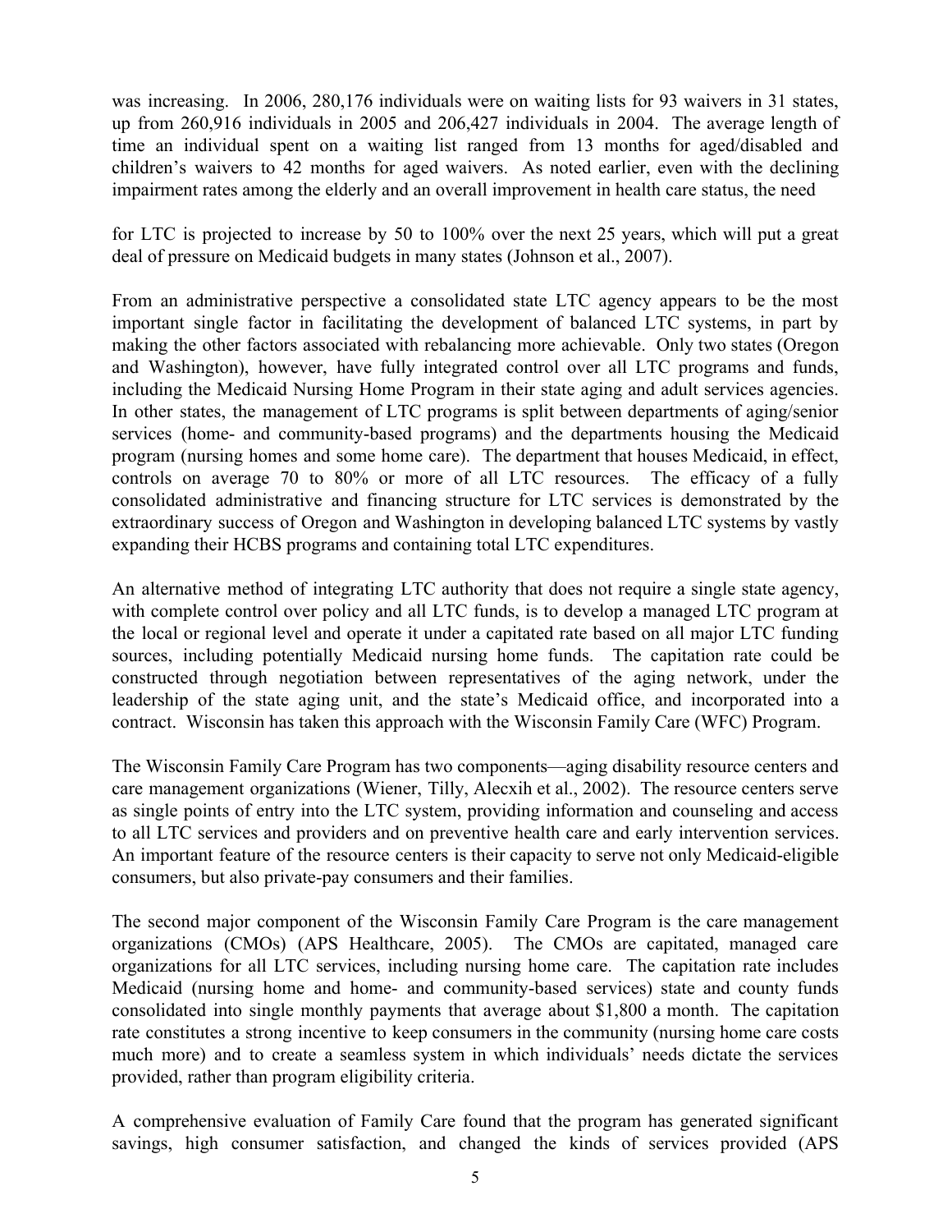was increasing. In 2006, 280,176 individuals were on waiting lists for 93 waivers in 31 states, up from 260,916 individuals in 2005 and 206,427 individuals in 2004. The average length of time an individual spent on a waiting list ranged from 13 months for aged/disabled and children's waivers to 42 months for aged waivers. As noted earlier, even with the declining impairment rates among the elderly and an overall improvement in health care status, the need for LTC is projected to increase by 50 to 100% over the next 25 years, which will put a great deal of pressure on Medicaid budgets in many states (Johnson et al., 2007).

From an administrative perspective a consolidated state LTC agency appears to be the most important single factor in facilitating the development of balanced LTC systems, in part by making the other factors associated with rebalancing more achievable. Only two states (Oregon and Washington), however, have fully integrated control over all LTC programs and funds, including the Medicaid Nursing Home Program in their state aging and adult services agencies. In other states, the management of LTC programs is split between departments of aging/senior services (home- and community-based programs) and the departments housing the Medicaid program (nursing homes and some home care). The department that houses Medicaid, in effect, controls on average 70 to 80% or more of all LTC resources. The efficacy of a fully consolidated administrative and financing structure for LTC services is demonstrated by the extraordinary success of Oregon and Washington in developing balanced LTC systems by vastly expanding their HCBS programs and containing total LTC expenditures.

An alternative method of integrating LTC authority that does not require a single state agency, with complete control over policy and all LTC funds, is to develop a managed LTC program at the local or regional level and operate it under a capitated rate based on all major LTC funding sources, including potentially Medicaid nursing home funds. The capitation rate could be constructed through negotiation between representatives of the aging network, under the leadership of the state aging unit, and the state's Medicaid office, and incorporated into a contract. Wisconsin has taken this approach with the Wisconsin Family Care (WFC) Program.

The Wisconsin Family Care Program has two components—aging disability resource centers and care management organizations (Wiener, Tilly, Alecxih et al., 2002). The resource centers serve as single points of entry into the LTC system, providing information and counseling and access to all LTC services and providers and on preventive health care and early intervention services. An important feature of the resource centers is their capacity to serve not only Medicaid-eligible consumers, but also private-pay consumers and their families.

The second major component of the Wisconsin Family Care Program is the care management organizations (CMOs) (APS Healthcare, 2005). The CMOs are capitated, managed care organizations for all LTC services, including nursing home care. The capitation rate includes Medicaid (nursing home and home- and community-based services) state and county funds consolidated into single monthly payments that average about $1,800 a month. The capitation rate constitutes a strong incentive to keep consumers in the community (nursing home care costs much more) and to create a seamless system in which individuals' needs dictate the services provided, rather than program eligibility criteria.

A comprehensive evaluation of Family Care found that the program has generated significant savings, high consumer satisfaction, and changed the kinds of services provided (APS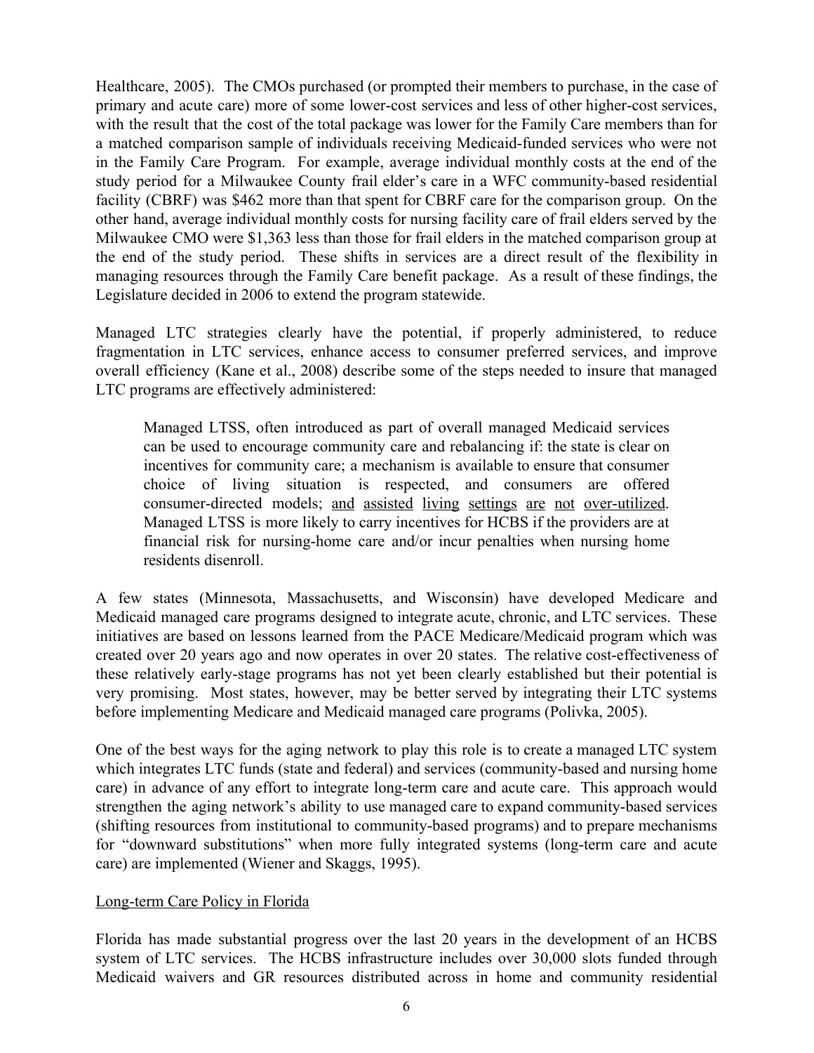Healthcare, 2005). The CMOs purchased (or prompted their members to purchase, in the case of primary and acute care) more of some lower-cost services and less of other higher-cost services, with the result that the cost of the total package was lower for the Family Care members than for a matched comparison sample of individuals receiving Medicaid-funded services who were not in the Family Care Program. For example, average individual monthly costs at the end of the study period for a Milwaukee County frail elder's care in a WFC community-based residential facility (CBRF) was $462 more than that spent for CBRF care for the comparison group. On the other hand, average individual monthly costs for nursing facility care of frail elders served by the Milwaukee CMO were $1,363 less than those for frail elders in the matched comparison group at the end of the study period. These shifts in services are a direct result of the flexibility in managing resources through the Family Care benefit package. As a result of these findings, the Legislature decided in 2006 to extend the program statewide.

Managed LTC strategies clearly have the potential, if properly administered, to reduce fragmentation in LTC services, enhance access to consumer preferred services, and improve overall efficiency (Kane et al., 2008) describe some of the steps needed to insure that managed LTC programs are effectively administered:

> Managed LTSS, often introduced as part of overall managed Medicaid services can be used to encourage community care and rebalancing if: the state is clear on incentives for community care; a mechanism is available to ensure that consumer choice of living situation is respected, and consumers are offered consumer-directed models; <u>and assisted living settings are not over-utilized</u>. Managed LTSS is more likely to carry incentives for HCBS if the providers are at financial risk for nursing-home care and/or incur penalties when nursing home residents disenroll.

A few states (Minnesota, Massachusetts, and Wisconsin) have developed Medicare and Medicaid managed care programs designed to integrate acute, chronic, and LTC services. These initiatives are based on lessons learned from the PACE Medicare/Medicaid program which was created over 20 years ago and now operates in over 20 states. The relative cost-effectiveness of these relatively early-stage programs has not yet been clearly established but their potential is very promising. Most states, however, may be better served by integrating their LTC systems before implementing Medicare and Medicaid managed care programs (Polivka, 2005).

One of the best ways for the aging network to play this role is to create a managed LTC system which integrates LTC funds (state and federal) and services (community-based and nursing home care) in advance of any effort to integrate long-term care and acute care. This approach would strengthen the aging network's ability to use managed care to expand community-based services (shifting resources from institutional to community-based programs) and to prepare mechanisms for "downward substitutions" when more fully integrated systems (long-term care and acute care) are implemented (Wiener and Skaggs, 1995).

<u>Long-term Care Policy in Florida</u>

Florida has made substantial progress over the last 20 years in the development of an HCBS system of LTC services. The HCBS infrastructure includes over 30,000 slots funded through Medicaid waivers and GR resources distributed across in home and community residential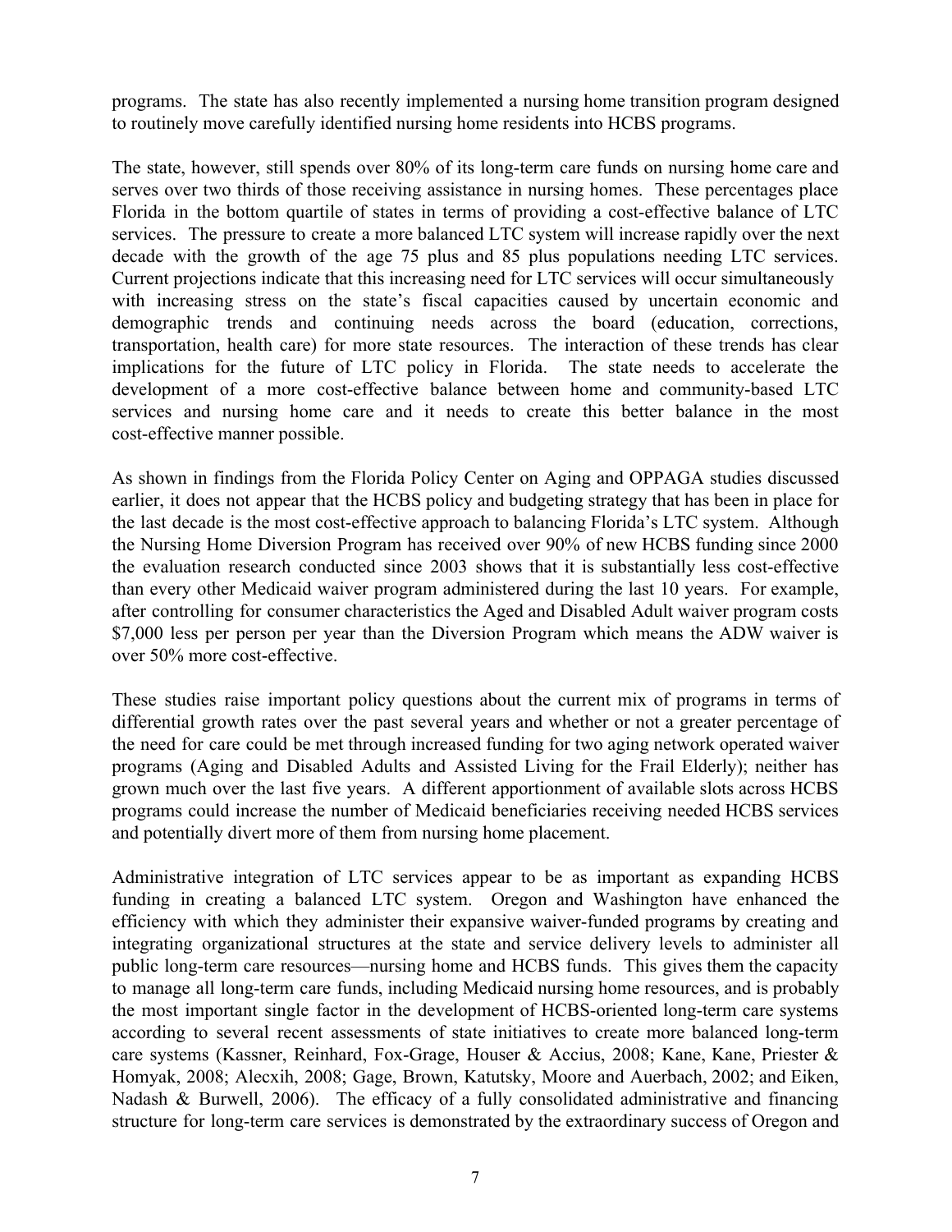programs. The state has also recently implemented a nursing home transition program designed to routinely move carefully identified nursing home residents into HCBS programs.

The state, however, still spends over 80% of its long-term care funds on nursing home care and serves over two thirds of those receiving assistance in nursing homes. These percentages place Florida in the bottom quartile of states in terms of providing a cost-effective balance of LTC services. The pressure to create a more balanced LTC system will increase rapidly over the next decade with the growth of the age 75 plus and 85 plus populations needing LTC services. Current projections indicate that this increasing need for LTC services will occur simultaneously with increasing stress on the state's fiscal capacities caused by uncertain economic and demographic trends and continuing needs across the board (education, corrections, transportation, health care) for more state resources. The interaction of these trends has clear implications for the future of LTC policy in Florida. The state needs to accelerate the development of a more cost-effective balance between home and community-based LTC services and nursing home care and it needs to create this better balance in the most cost-effective manner possible.

As shown in findings from the Florida Policy Center on Aging and OPPAGA studies discussed earlier, it does not appear that the HCBS policy and budgeting strategy that has been in place for the last decade is the most cost-effective approach to balancing Florida's LTC system. Although the Nursing Home Diversion Program has received over 90% of new HCBS funding since 2000 the evaluation research conducted since 2003 shows that it is substantially less cost-effective than every other Medicaid waiver program administered during the last 10 years. For example, after controlling for consumer characteristics the Aged and Disabled Adult waiver program costs $7,000 less per person per year than the Diversion Program which means the ADW waiver is over 50% more cost-effective.

These studies raise important policy questions about the current mix of programs in terms of differential growth rates over the past several years and whether or not a greater percentage of the need for care could be met through increased funding for two aging network operated waiver programs (Aging and Disabled Adults and Assisted Living for the Frail Elderly); neither has grown much over the last five years. A different apportionment of available slots across HCBS programs could increase the number of Medicaid beneficiaries receiving needed HCBS services and potentially divert more of them from nursing home placement.

Administrative integration of LTC services appear to be as important as expanding HCBS funding in creating a balanced LTC system. Oregon and Washington have enhanced the efficiency with which they administer their expansive waiver-funded programs by creating and integrating organizational structures at the state and service delivery levels to administer all public long-term care resources—nursing home and HCBS funds. This gives them the capacity to manage all long-term care funds, including Medicaid nursing home resources, and is probably the most important single factor in the development of HCBS-oriented long-term care systems according to several recent assessments of state initiatives to create more balanced long-term care systems (Kassner, Reinhard, Fox-Grage, Houser & Accius, 2008; Kane, Kane, Priester & Homyak, 2008; Alecxih, 2008; Gage, Brown, Katutsky, Moore and Auerbach, 2002; and Eiken, Nadash & Burwell, 2006). The efficacy of a fully consolidated administrative and financing structure for long-term care services is demonstrated by the extraordinary success of Oregon and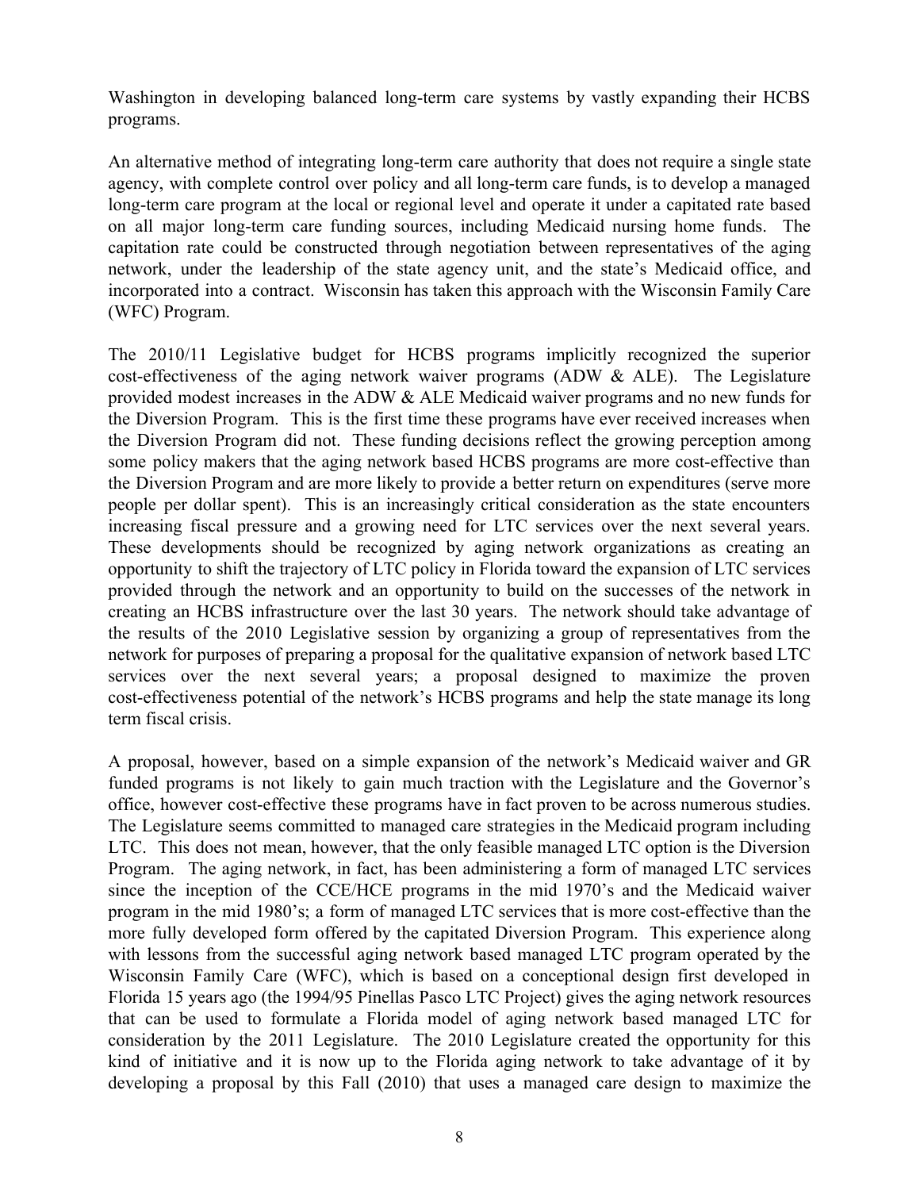Washington in developing balanced long-term care systems by vastly expanding their HCBS programs.

An alternative method of integrating long-term care authority that does not require a single state agency, with complete control over policy and all long-term care funds, is to develop a managed long-term care program at the local or regional level and operate it under a capitated rate based on all major long-term care funding sources, including Medicaid nursing home funds. The capitation rate could be constructed through negotiation between representatives of the aging network, under the leadership of the state agency unit, and the state's Medicaid office, and incorporated into a contract. Wisconsin has taken this approach with the Wisconsin Family Care (WFC) Program.

The 2010/11 Legislative budget for HCBS programs implicitly recognized the superior cost-effectiveness of the aging network waiver programs (ADW & ALE). The Legislature provided modest increases in the ADW & ALE Medicaid waiver programs and no new funds for the Diversion Program. This is the first time these programs have ever received increases when the Diversion Program did not. These funding decisions reflect the growing perception among some policy makers that the aging network based HCBS programs are more cost-effective than the Diversion Program and are more likely to provide a better return on expenditures (serve more people per dollar spent). This is an increasingly critical consideration as the state encounters increasing fiscal pressure and a growing need for LTC services over the next several years. These developments should be recognized by aging network organizations as creating an opportunity to shift the trajectory of LTC policy in Florida toward the expansion of LTC services provided through the network and an opportunity to build on the successes of the network in creating an HCBS infrastructure over the last 30 years. The network should take advantage of the results of the 2010 Legislative session by organizing a group of representatives from the network for purposes of preparing a proposal for the qualitative expansion of network based LTC services over the next several years; a proposal designed to maximize the proven cost-effectiveness potential of the network's HCBS programs and help the state manage its long term fiscal crisis.

A proposal, however, based on a simple expansion of the network's Medicaid waiver and GR funded programs is not likely to gain much traction with the Legislature and the Governor's office, however cost-effective these programs have in fact proven to be across numerous studies. The Legislature seems committed to managed care strategies in the Medicaid program including LTC. This does not mean, however, that the only feasible managed LTC option is the Diversion Program. The aging network, in fact, has been administering a form of managed LTC services since the inception of the CCE/HCE programs in the mid 1970's and the Medicaid waiver program in the mid 1980's; a form of managed LTC services that is more cost-effective than the more fully developed form offered by the capitated Diversion Program. This experience along with lessons from the successful aging network based managed LTC program operated by the Wisconsin Family Care (WFC), which is based on a conceptional design first developed in Florida 15 years ago (the 1994/95 Pinellas Pasco LTC Project) gives the aging network resources that can be used to formulate a Florida model of aging network based managed LTC for consideration by the 2011 Legislature. The 2010 Legislature created the opportunity for this kind of initiative and it is now up to the Florida aging network to take advantage of it by developing a proposal by this Fall (2010) that uses a managed care design to maximize the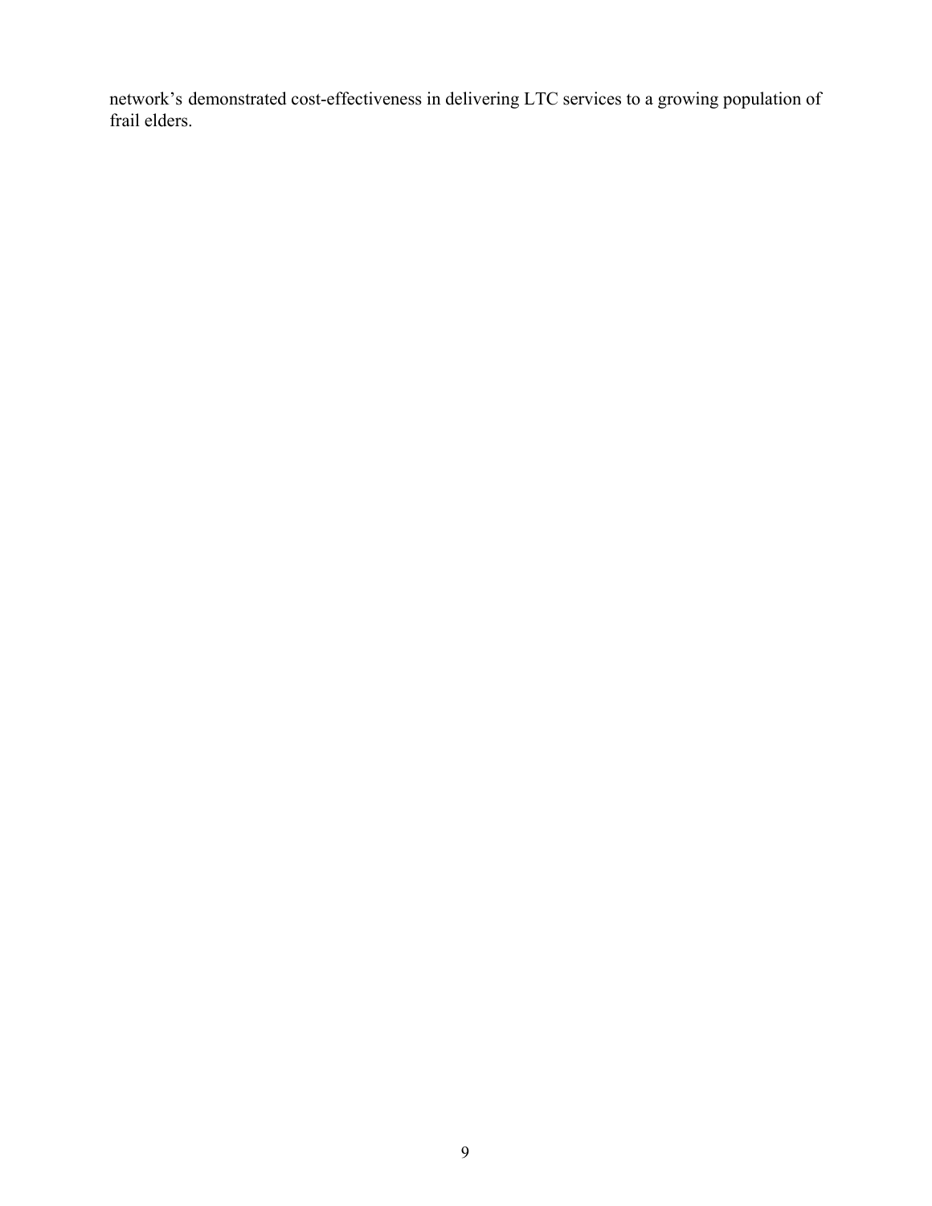network’s demonstrated cost-effectiveness in delivering LTC services to a growing population of frail elders.